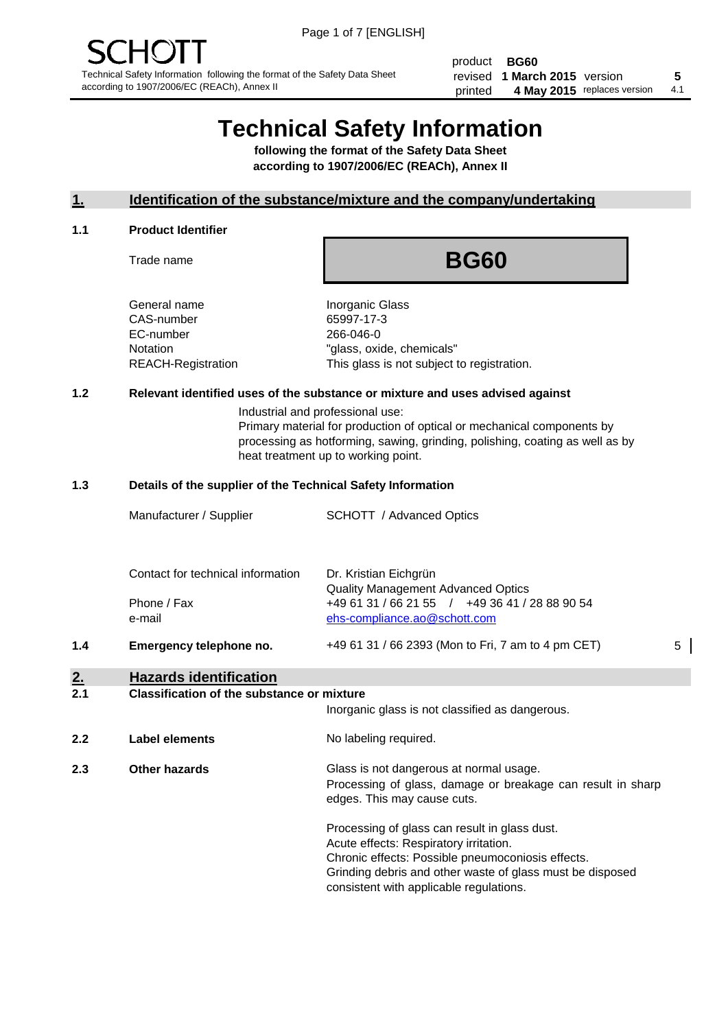SCHOTT

Technical Safety Information following the format of the Safety Data Sheet according to 1907/2006/EC (REACh), Annex II

| | | | |
|---|---|---|---|
| product | **BG60** | | |
| revised | **1 March 2015** | version | **5** |
| printed | **4 May 2015** | replaces version | 4.1 |

# Technical Safety Information

**following the format of the Safety Data Sheet according to 1907/2006/EC (REACh), Annex II**

## 1. Identification of the substance/mixture and the company/undertaking

### 1.1 Product Identifier

Trade name: **BG60**

| | |
|---|---|
| General name | Inorganic Glass |
| CAS-number | 65997-17-3 |
| EC-number | 266-046-0 |
| Notation | "glass, oxide, chemicals" |
| REACH-Registration | This glass is not subject to registration. |

### 1.2 Relevant identified uses of the substance or mixture and uses advised against

Industrial and professional use:
Primary material for production of optical or mechanical components by processing as hotforming, sawing, grinding, polishing, coating as well as by heat treatment up to working point.

### 1.3 Details of the supplier of the Technical Safety Information

| | |
|---|---|
| Manufacturer / Supplier | SCHOTT / Advanced Optics |
| Contact for technical information | Dr. Kristian Eichgrün<br>Quality Management Advanced Optics |
| Phone / Fax | +49 61 31 / 66 21 55 / +49 36 41 / 28 88 90 54 |
| e-mail | ehs-compliance.ao@schott.com |

### 1.4 Emergency telephone no.

+49 61 31 / 66 2393 (Mon to Fri, 7 am to 4 pm CET) 5

## 2. Hazards identification

### 2.1 Classification of the substance or mixture

Inorganic glass is not classified as dangerous.

### 2.2 Label elements

No labeling required.

### 2.3 Other hazards

Glass is not dangerous at normal usage.
Processing of glass, damage or breakage can result in sharp edges. This may cause cuts.

Processing of glass can result in glass dust.
Acute effects: Respiratory irritation.
Chronic effects: Possible pneumoconiosis effects.
Grinding debris and other waste of glass must be disposed consistent with applicable regulations.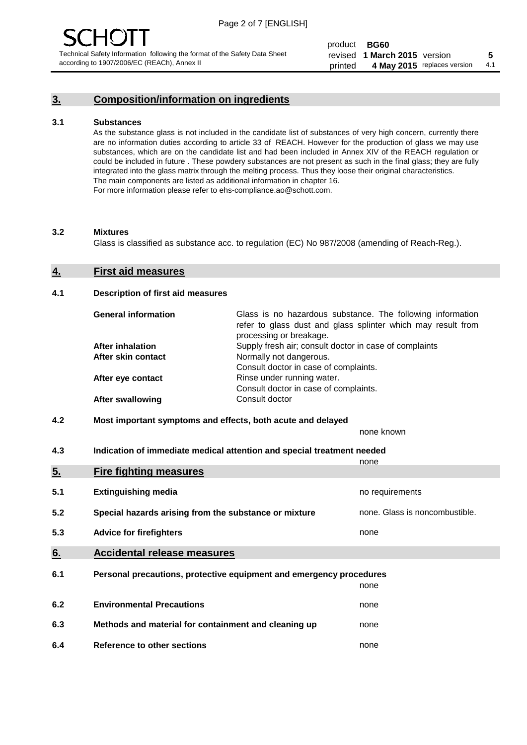## 3. Composition/information on ingredients

### 3.1 Substances

As the substance glass is not included in the candidate list of substances of very high concern, currently there are no information duties according to article 33 of REACH. However for the production of glass we may use substances, which are on the candidate list and had been included in Annex XIV of the REACH regulation or could be included in future . These powdery substances are not present as such in the final glass; they are fully integrated into the glass matrix through the melting process. Thus they loose their original characteristics. The main components are listed as additional information in chapter 16. For more information please refer to ehs-compliance.ao@schott.com.

### 3.2 Mixtures

Glass is classified as substance acc. to regulation (EC) No 987/2008 (amending of Reach-Reg.).

## 4. First aid measures

### 4.1 Description of first aid measures

| | |
|---|---|
| **General information** | Glass is no hazardous substance. The following information refer to glass dust and glass splinter which may result from processing or breakage. |
| **After inhalation** | Supply fresh air; consult doctor in case of complaints |
| **After skin contact** | Normally not dangerous. Consult doctor in case of complaints. |
| **After eye contact** | Rinse under running water. Consult doctor in case of complaints. |
| **After swallowing** | Consult doctor |

### 4.2 Most important symptoms and effects, both acute and delayed

none known

### 4.3 Indication of immediate medical attention and special treatment needed

none

## 5. Fire fighting measures

| | | |
|---|---|---|
| 5.1 | **Extinguishing media** | no requirements |
| 5.2 | **Special hazards arising from the substance or mixture** | none. Glass is noncombustible. |
| 5.3 | **Advice for firefighters** | none |

## 6. Accidental release measures

| | | |
|---|---|---|
| 6.1 | **Personal precautions, protective equipment and emergency procedures** | none |
| 6.2 | **Environmental Precautions** | none |
| 6.3 | **Methods and material for containment and cleaning up** | none |
| 6.4 | **Reference to other sections** | none |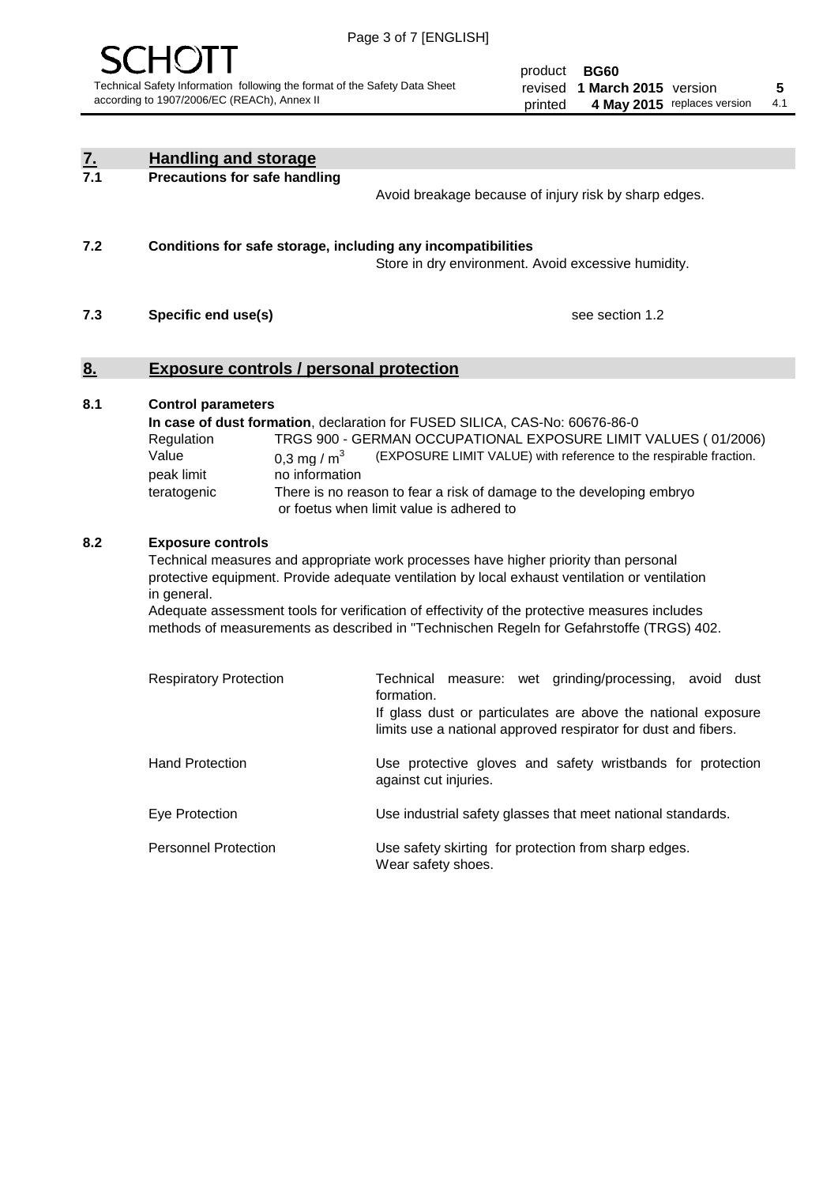## 7. Handling and storage

**7.1 Precautions for safe handling**

Avoid breakage because of injury risk by sharp edges.

**7.2 Conditions for safe storage, including any incompatibilities**

Store in dry environment. Avoid excessive humidity.

**7.3 Specific end use(s)**

see section 1.2

## 8. Exposure controls / personal protection

**8.1 Control parameters**

**In case of dust formation**, declaration for FUSED SILICA, CAS-No: 60676-86-0

| | |
|---|---|
| Regulation | TRGS 900 - GERMAN OCCUPATIONAL EXPOSURE LIMIT VALUES ( 01/2006) |
| Value | 0,3 mg / $m^3$ (EXPOSURE LIMIT VALUE) with reference to the respirable fraction. |
| peak limit | no information |
| teratogenic | There is no reason to fear a risk of damage to the developing embryo or foetus when limit value is adhered to |

**8.2 Exposure controls**

Technical measures and appropriate work processes have higher priority than personal protective equipment. Provide adequate ventilation by local exhaust ventilation or ventilation in general.

Adequate assessment tools for verification of effectivity of the protective measures includes methods of measurements as described in "Technischen Regeln for Gefahrstoffe (TRGS) 402.

| | |
|---|---|
| Respiratory Protection | Technical measure: wet grinding/processing, avoid dust formation. If glass dust or particulates are above the national exposure limits use a national approved respirator for dust and fibers. |
| Hand Protection | Use protective gloves and safety wristbands for protection against cut injuries. |
| Eye Protection | Use industrial safety glasses that meet national standards. |
| Personnel Protection | Use safety skirting for protection from sharp edges. Wear safety shoes. |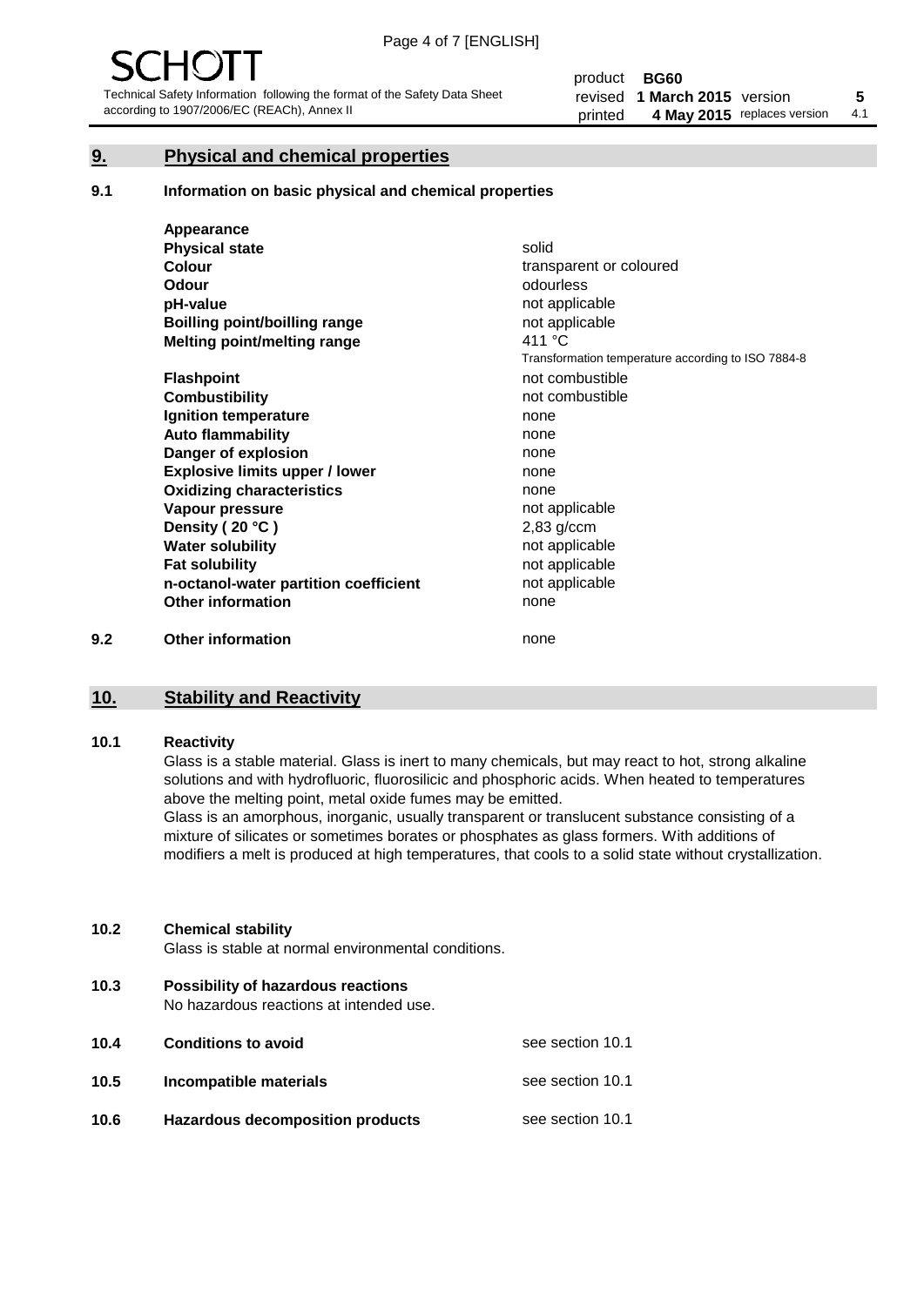## 9. Physical and chemical properties

### 9.1 Information on basic physical and chemical properties

| Property | Value |
|---|---|
| **Appearance** | |
| **Physical state** | solid |
| **Colour** | transparent or coloured |
| **Odour** | odourless |
| **pH-value** | not applicable |
| **Boilling point/boilling range** | not applicable |
| **Melting point/melting range** | 411 °C<br>Transformation temperature according to ISO 7884-8 |
| **Flashpoint** | not combustible |
| **Combustibility** | not combustible |
| **Ignition temperature** | none |
| **Auto flammability** | none |
| **Danger of explosion** | none |
| **Explosive limits upper / lower** | none |
| **Oxidizing characteristics** | none |
| **Vapour pressure** | not applicable |
| **Density ( 20 °C )** | 2,83 g/ccm |
| **Water solubility** | not applicable |
| **Fat solubility** | not applicable |
| **n-octanol-water partition coefficient** | not applicable |
| **Other information** | none |

### 9.2 Other information

none

## 10. Stability and Reactivity

### 10.1 Reactivity

Glass is a stable material. Glass is inert to many chemicals, but may react to hot, strong alkaline solutions and with hydrofluoric, fluorosilicic and phosphoric acids. When heated to temperatures above the melting point, metal oxide fumes may be emitted.

Glass is an amorphous, inorganic, usually transparent or translucent substance consisting of a mixture of silicates or sometimes borates or phosphates as glass formers. With additions of modifiers a melt is produced at high temperatures, that cools to a solid state without crystallization.

### 10.2 Chemical stability

Glass is stable at normal environmental conditions.

### 10.3 Possibility of hazardous reactions

No hazardous reactions at intended use.

### 10.4 Conditions to avoid

see section 10.1

### 10.5 Incompatible materials

see section 10.1

### 10.6 Hazardous decomposition products

see section 10.1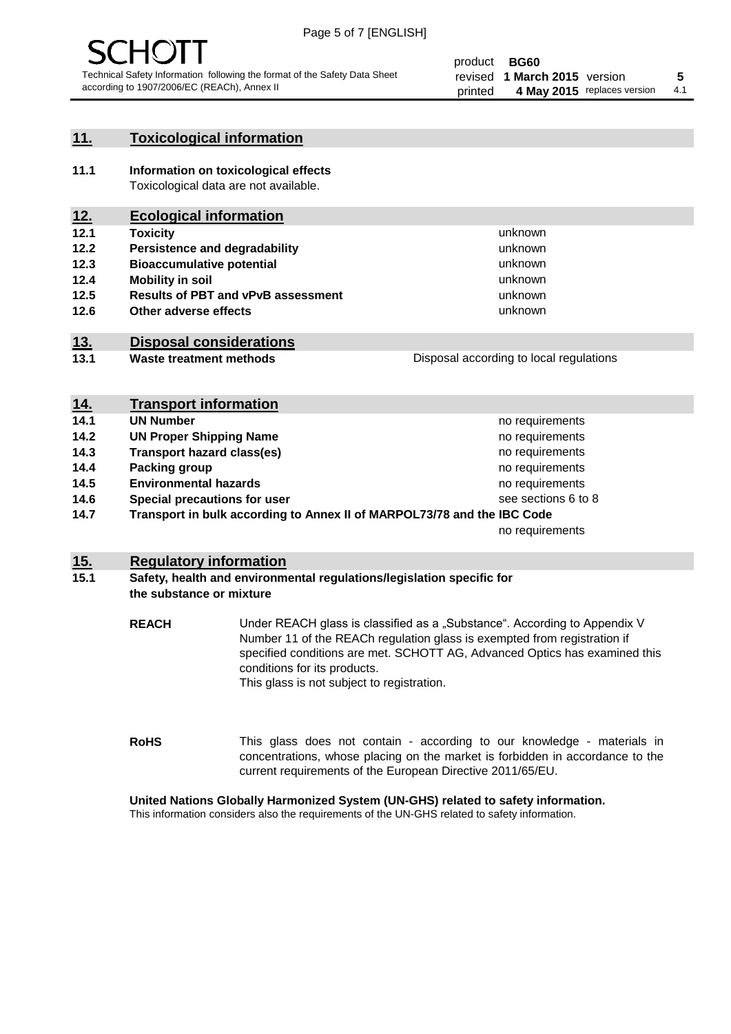## 11. Toxicological information

**11.1 Information on toxicological effects**
Toxicological data are not available.

## 12. Ecological information

| | | |
|---|---|---|
| **12.1** | **Toxicity** | unknown |
| **12.2** | **Persistence and degradability** | unknown |
| **12.3** | **Bioaccumulative potential** | unknown |
| **12.4** | **Mobility in soil** | unknown |
| **12.5** | **Results of PBT and vPvB assessment** | unknown |
| **12.6** | **Other adverse effects** | unknown |

## 13. Disposal considerations

| | | |
|---|---|---|
| **13.1** | **Waste treatment methods** | Disposal according to local regulations |

## 14. Transport information

| | | |
|---|---|---|
| **14.1** | **UN Number** | no requirements |
| **14.2** | **UN Proper Shipping Name** | no requirements |
| **14.3** | **Transport hazard class(es)** | no requirements |
| **14.4** | **Packing group** | no requirements |
| **14.5** | **Environmental hazards** | no requirements |
| **14.6** | **Special precautions for user** | see sections 6 to 8 |
| **14.7** | **Transport in bulk according to Annex II of MARPOL73/78 and the IBC Code** | no requirements |

## 15. Regulatory information

**15.1 Safety, health and environmental regulations/legislation specific for the substance or mixture**

**REACH** Under REACH glass is classified as a „Substance“. According to Appendix V Number 11 of the REACh regulation glass is exempted from registration if specified conditions are met. SCHOTT AG, Advanced Optics has examined this conditions for its products.
This glass is not subject to registration.

**RoHS** This glass does not contain - according to our knowledge - materials in concentrations, whose placing on the market is forbidden in accordance to the current requirements of the European Directive 2011/65/EU.

**United Nations Globally Harmonized System (UN-GHS) related to safety information.**
This information considers also the requirements of the UN-GHS related to safety information.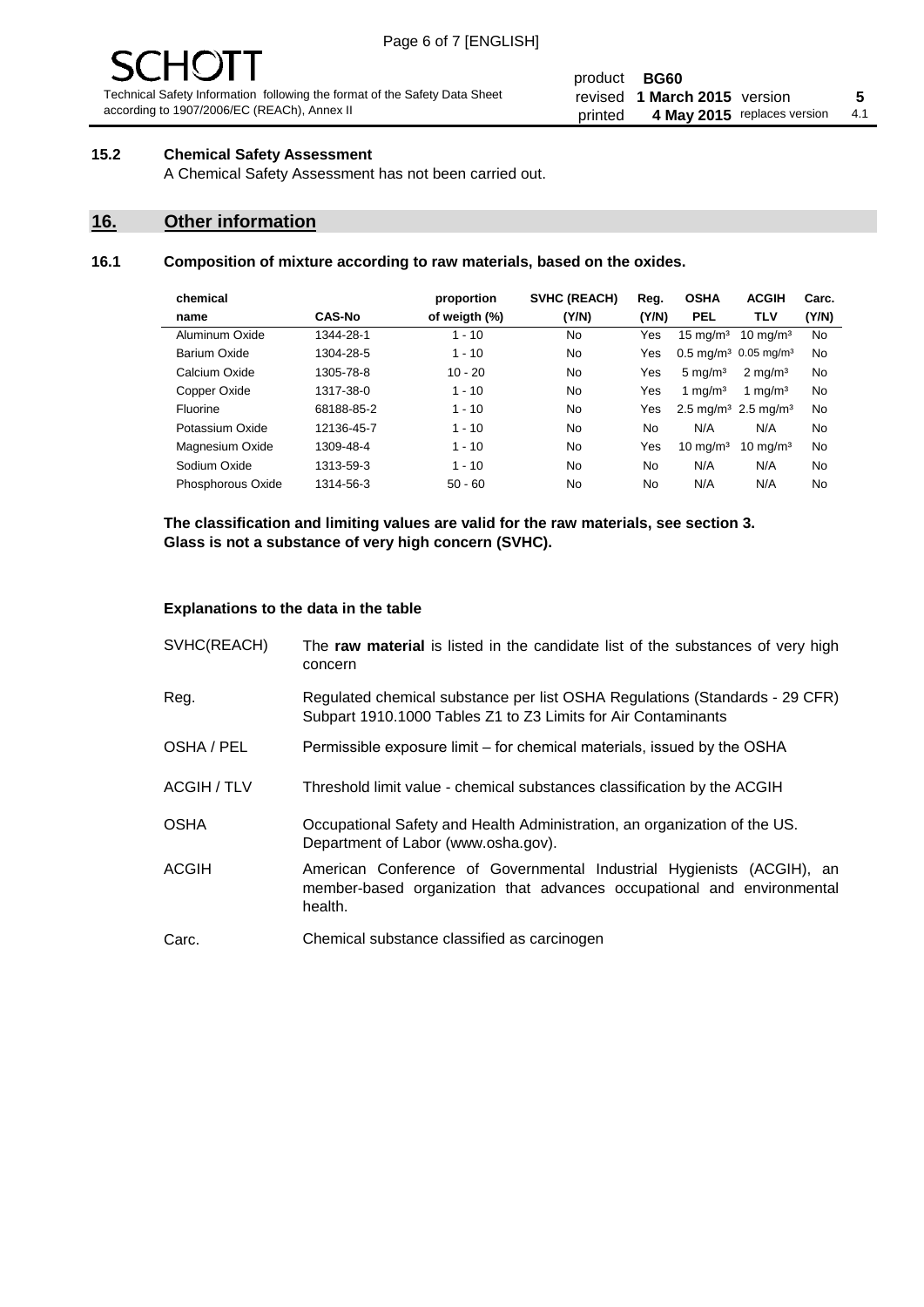**15.2 Chemical Safety Assessment**

A Chemical Safety Assessment has not been carried out.

## 16. Other information

**16.1 Composition of mixture according to raw materials, based on the oxides.**

| chemical name | CAS-No | proportion of weigth (%) | SVHC (REACH) (Y/N) | Reg. (Y/N) | OSHA PEL | ACGIH TLV | Carc. (Y/N) |
|---|---|---|---|---|---|---|---|
| Aluminum Oxide | 1344-28-1 | 1 - 10 | No | Yes | 15 mg/m³ | 10 mg/m³ | No |
| Barium Oxide | 1304-28-5 | 1 - 10 | No | Yes | 0.5 mg/m³ | 0.05 mg/m³ | No |
| Calcium Oxide | 1305-78-8 | 10 - 20 | No | Yes | 5 mg/m³ | 2 mg/m³ | No |
| Copper Oxide | 1317-38-0 | 1 - 10 | No | Yes | 1 mg/m³ | 1 mg/m³ | No |
| Fluorine | 68188-85-2 | 1 - 10 | No | Yes | 2.5 mg/m³ | 2.5 mg/m³ | No |
| Potassium Oxide | 12136-45-7 | 1 - 10 | No | No | N/A | N/A | No |
| Magnesium Oxide | 1309-48-4 | 1 - 10 | No | Yes | 10 mg/m³ | 10 mg/m³ | No |
| Sodium Oxide | 1313-59-3 | 1 - 10 | No | No | N/A | N/A | No |
| Phosphorous Oxide | 1314-56-3 | 50 - 60 | No | No | N/A | N/A | No |

**The classification and limiting values are valid for the raw materials, see section 3.**
**Glass is not a substance of very high concern (SVHC).**

**Explanations to the data in the table**

SVHC(REACH) — The **raw material** is listed in the candidate list of the substances of very high concern

Reg. — Regulated chemical substance per list OSHA Regulations (Standards - 29 CFR) Subpart 1910.1000 Tables Z1 to Z3 Limits for Air Contaminants

OSHA / PEL — Permissible exposure limit – for chemical materials, issued by the OSHA

ACGIH / TLV — Threshold limit value - chemical substances classification by the ACGIH

OSHA — Occupational Safety and Health Administration, an organization of the US. Department of Labor (www.osha.gov).

ACGIH — American Conference of Governmental Industrial Hygienists (ACGIH), an member-based organization that advances occupational and environmental health.

Carc. — Chemical substance classified as carcinogen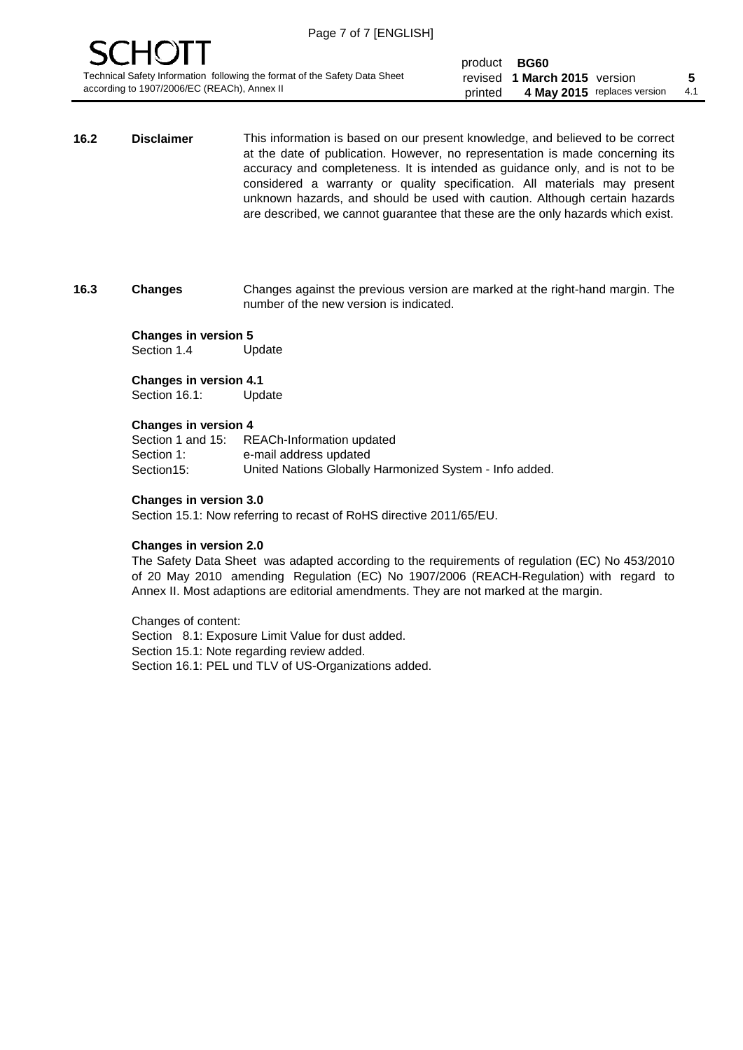**16.2 Disclaimer**

This information is based on our present knowledge, and believed to be correct at the date of publication. However, no representation is made concerning its accuracy and completeness. It is intended as guidance only, and is not to be considered a warranty or quality specification. All materials may present unknown hazards, and should be used with caution. Although certain hazards are described, we cannot guarantee that these are the only hazards which exist.

**16.3 Changes**

Changes against the previous version are marked at the right-hand margin. The number of the new version is indicated.

**Changes in version 5**

Section 1.4 Update

**Changes in version 4.1**

Section 16.1: Update

**Changes in version 4**

| | |
|---|---|
| Section 1 and 15: | REACh-Information updated |
| Section 1: | e-mail address updated |
| Section15: | United Nations Globally Harmonized System - Info added. |

**Changes in version 3.0**

Section 15.1: Now referring to recast of RoHS directive 2011/65/EU.

**Changes in version 2.0**

The Safety Data Sheet was adapted according to the requirements of regulation (EC) No 453/2010 of 20 May 2010 amending Regulation (EC) No 1907/2006 (REACH-Regulation) with regard to Annex II. Most adaptions are editorial amendments. They are not marked at the margin.

Changes of content:
Section 8.1: Exposure Limit Value for dust added.
Section 15.1: Note regarding review added.
Section 16.1: PEL und TLV of US-Organizations added.